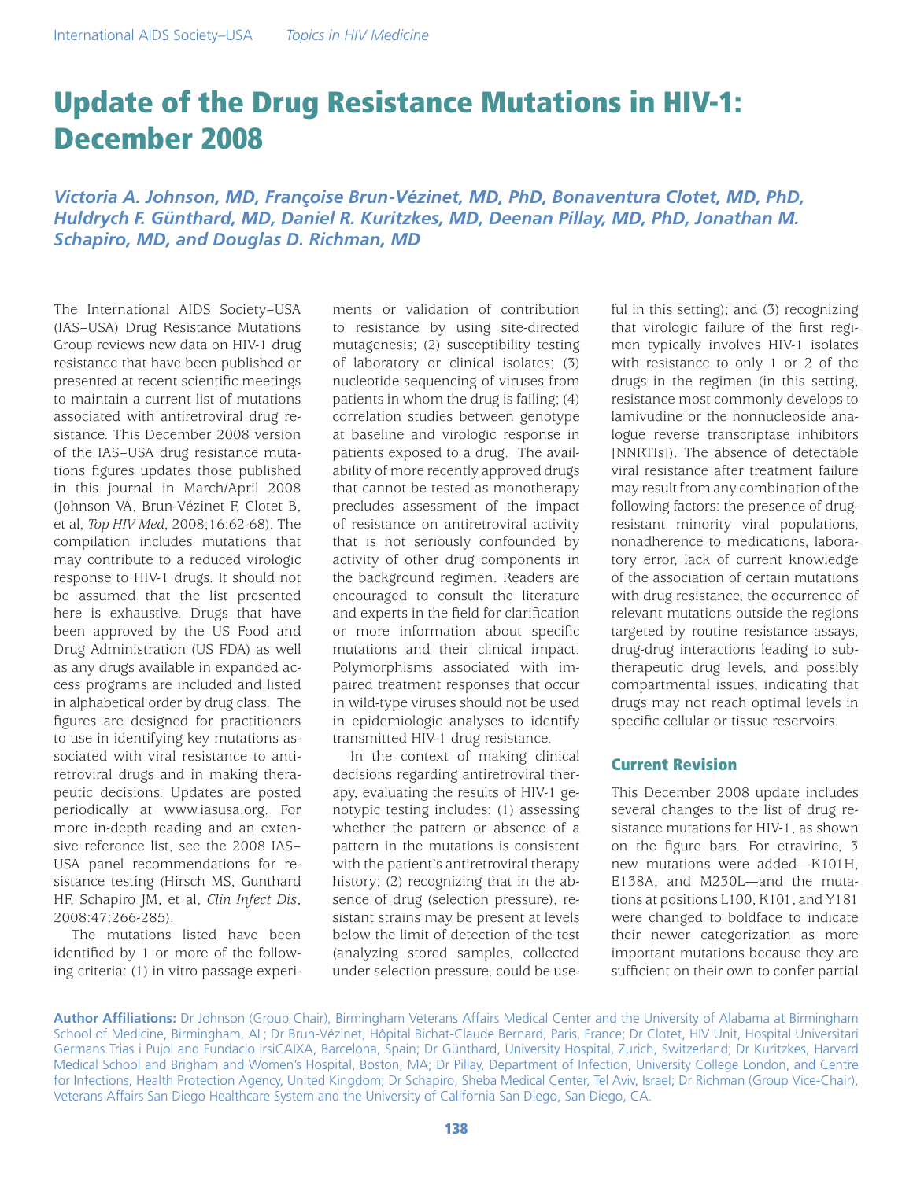# Update of the Drug Resistance Mutations in HIV-1: December 2008

***Victoria A. Johnson, MD, Françoise Brun-Vézinet, MD, PhD, Bonaventura Clotet, MD, PhD, Huldrych F. Günthard, MD, Daniel R. Kuritzkes, MD, Deenan Pillay, MD, PhD, Jonathan M. Schapiro, MD, and Douglas D. Richman, MD***

The International AIDS Society–USA (IAS–USA) Drug Resistance Mutations Group reviews new data on HIV-1 drug resistance that have been published or presented at recent scientific meetings to maintain a current list of mutations associated with antiretroviral drug resistance. This December 2008 version of the IAS–USA drug resistance mutations figures updates those published in this journal in March/April 2008 (Johnson VA, Brun-Vézinet F, Clotet B, et al, *Top HIV Med*, 2008;16:62-68). The compilation includes mutations that may contribute to a reduced virologic response to HIV-1 drugs. It should not be assumed that the list presented here is exhaustive. Drugs that have been approved by the US Food and Drug Administration (US FDA) as well as any drugs available in expanded access programs are included and listed in alphabetical order by drug class. The figures are designed for practitioners to use in identifying key mutations associated with viral resistance to antiretroviral drugs and in making therapeutic decisions. Updates are posted periodically at www.iasusa.org. For more in-depth reading and an extensive reference list, see the 2008 IAS–USA panel recommendations for resistance testing (Hirsch MS, Gunthard HF, Schapiro JM, et al, *Clin Infect Dis*, 2008:47:266-285).

The mutations listed have been identified by 1 or more of the following criteria: (1) in vitro passage experiments or validation of contribution to resistance by using site-directed mutagenesis; (2) susceptibility testing of laboratory or clinical isolates; (3) nucleotide sequencing of viruses from patients in whom the drug is failing; (4) correlation studies between genotype at baseline and virologic response in patients exposed to a drug. The availability of more recently approved drugs that cannot be tested as monotherapy precludes assessment of the impact of resistance on antiretroviral activity that is not seriously confounded by activity of other drug components in the background regimen. Readers are encouraged to consult the literature and experts in the field for clarification or more information about specific mutations and their clinical impact. Polymorphisms associated with impaired treatment responses that occur in wild-type viruses should not be used in epidemiologic analyses to identify transmitted HIV-1 drug resistance.

In the context of making clinical decisions regarding antiretroviral therapy, evaluating the results of HIV-1 genotypic testing includes: (1) assessing whether the pattern or absence of a pattern in the mutations is consistent with the patient's antiretroviral therapy history; (2) recognizing that in the absence of drug (selection pressure), resistant strains may be present at levels below the limit of detection of the test (analyzing stored samples, collected under selection pressure, could be useful in this setting); and (3) recognizing that virologic failure of the first regimen typically involves HIV-1 isolates with resistance to only 1 or 2 of the drugs in the regimen (in this setting, resistance most commonly develops to lamivudine or the nonnucleoside analogue reverse transcriptase inhibitors [NNRTIs]). The absence of detectable viral resistance after treatment failure may result from any combination of the following factors: the presence of drug-resistant minority viral populations, nonadherence to medications, laboratory error, lack of current knowledge of the association of certain mutations with drug resistance, the occurrence of relevant mutations outside the regions targeted by routine resistance assays, drug-drug interactions leading to subtherapeutic drug levels, and possibly compartmental issues, indicating that drugs may not reach optimal levels in specific cellular or tissue reservoirs.

## Current Revision

This December 2008 update includes several changes to the list of drug resistance mutations for HIV-1, as shown on the figure bars. For etravirine, 3 new mutations were added—K101H, E138A, and M230L—and the mutations at positions L100, K101, and Y181 were changed to boldface to indicate their newer categorization as more important mutations because they are sufficient on their own to confer partial

**Author Affiliations:** Dr Johnson (Group Chair), Birmingham Veterans Affairs Medical Center and the University of Alabama at Birmingham School of Medicine, Birmingham, AL; Dr Brun-Vézinet, Hôpital Bichat-Claude Bernard, Paris, France; Dr Clotet, HIV Unit, Hospital Universitari Germans Trias i Pujol and Fundacio irsiCAIXA, Barcelona, Spain; Dr Günthard, University Hospital, Zurich, Switzerland; Dr Kuritzkes, Harvard Medical School and Brigham and Women's Hospital, Boston, MA; Dr Pillay, Department of Infection, University College London, and Centre for Infections, Health Protection Agency, United Kingdom; Dr Schapiro, Sheba Medical Center, Tel Aviv, Israel; Dr Richman (Group Vice-Chair), Veterans Affairs San Diego Healthcare System and the University of California San Diego, San Diego, CA.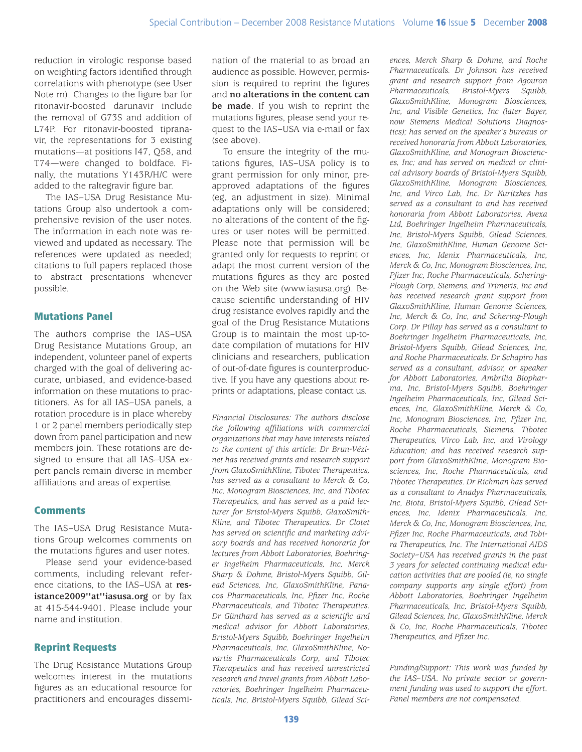reduction in virologic response based on weighting factors identified through correlations with phenotype (see User Note m). Changes to the figure bar for ritonavir-boosted darunavir include the removal of G73S and addition of L74P. For ritonavir-boosted tipranavir, the representations for 3 existing mutations—at positions I47, Q58, and T74—were changed to boldface. Finally, the mutations Y143R/H/C were added to the raltegravir figure bar.

The IAS–USA Drug Resistance Mutations Group also undertook a comprehensive revision of the user notes. The information in each note was reviewed and updated as necessary. The references were updated as needed; citations to full papers replaced those to abstract presentations whenever possible.

## Mutations Panel

The authors comprise the IAS–USA Drug Resistance Mutations Group, an independent, volunteer panel of experts charged with the goal of delivering accurate, unbiased, and evidence-based information on these mutations to practitioners. As for all IAS–USA panels, a rotation procedure is in place whereby 1 or 2 panel members periodically step down from panel participation and new members join. These rotations are designed to ensure that all IAS–USA expert panels remain diverse in member affiliations and areas of expertise.

## Comments

The IAS–USA Drug Resistance Mutations Group welcomes comments on the mutations figures and user notes.

Please send your evidence-based comments, including relevant reference citations, to the IAS–USA at **resistance2009"at"iasusa.org** or by fax at 415-544-9401. Please include your name and institution.

## Reprint Requests

The Drug Resistance Mutations Group welcomes interest in the mutations figures as an educational resource for practitioners and encourages dissemination of the material to as broad an audience as possible. However, permission is required to reprint the figures and **no alterations in the content can be made**. If you wish to reprint the mutations figures, please send your request to the IAS–USA via e-mail or fax (see above).

To ensure the integrity of the mutations figures, IAS–USA policy is to grant permission for only minor, preapproved adaptations of the figures (eg, an adjustment in size). Minimal adaptations only will be considered; no alterations of the content of the figures or user notes will be permitted. Please note that permission will be granted only for requests to reprint or adapt the most current version of the mutations figures as they are posted on the Web site (www.iasusa.org). Because scientific understanding of HIV drug resistance evolves rapidly and the goal of the Drug Resistance Mutations Group is to maintain the most up-to-date compilation of mutations for HIV clinicians and researchers, publication of out-of-date figures is counterproductive. If you have any questions about reprints or adaptations, please contact us.

*Financial Disclosures: The authors disclose the following affiliations with commercial organizations that may have interests related to the content of this article: Dr Brun-Vézinet has received grants and research support from GlaxoSmithKline, Tibotec Therapeutics, has served as a consultant to Merck & Co, Inc, Monogram Biosciences, Inc, and Tibotec Therapeutics, and has served as a paid lecturer for Bristol-Myers Squibb, GlaxoSmithKline, and Tibotec Therapeutics. Dr Clotet has served on scientific and marketing advisory boards and has received honoraria for lectures from Abbott Laboratories, Boehringer Ingelheim Pharmaceuticals, Inc, Merck Sharp & Dohme, Bristol-Myers Squibb, Gilead Sciences, Inc, GlaxoSmithKline, Panacos Pharmaceuticals, Inc, Pfizer Inc, Roche Pharmaceuticals, and Tibotec Therapeutics. Dr Günthard has served as a scientific and medical advisor for Abbott Laboratories, Bristol-Myers Squibb, Boehringer Ingelheim Pharmaceuticals, Inc, GlaxoSmithKline, Novartis Pharmaceuticals Corp, and Tibotec Therapeutics and has received unrestricted research and travel grants from Abbott Laboratories, Boehringer Ingelheim Pharmaceuticals, Inc, Bristol-Myers Squibb, Gilead Sciences, Merck Sharp & Dohme, and Roche Pharmaceuticals. Dr Johnson has received grant and research support from Agouron Pharmaceuticals, Bristol-Myers Squibb, GlaxoSmithKline, Monogram Biosciences, Inc, and Visible Genetics, Inc (later Bayer, now Siemens Medical Solutions Diagnostics); has served on the speaker's bureaus or received honoraria from Abbott Laboratories, GlaxoSmithKline, and Monogram Biosciences, Inc; and has served on medical or clinical advisory boards of Bristol-Myers Squibb, GlaxoSmithKline, Monogram Biosciences, Inc, and Virco Lab, Inc. Dr Kuritzkes has served as a consultant to and has received honoraria from Abbott Laboratories, Avexa Ltd, Boehringer Ingelheim Pharmaceuticals, Inc, Bristol-Myers Squibb, Gilead Sciences, Inc, GlaxoSmithKline, Human Genome Sciences, Inc, Idenix Pharmaceuticals, Inc, Merck & Co, Inc, Monogram Biosciences, Inc, Pfizer Inc, Roche Pharmaceuticals, Schering-Plough Corp, Siemens, and Trimeris, Inc and has received research grant support from GlaxoSmithKline, Human Genome Sciences, Inc, Merck & Co, Inc, and Schering-Plough Corp. Dr Pillay has served as a consultant to Boehringer Ingelheim Pharmaceuticals, Inc, Bristol-Myers Squibb, Gilead Sciences, Inc, and Roche Pharmaceuticals. Dr Schapiro has served as a consultant, advisor, or speaker for Abbott Laboratories, Ambrilia Biopharma, Inc, Bristol-Myers Squibb, Boehringer Ingelheim Pharmaceuticals, Inc, Gilead Sciences, Inc, GlaxoSmithKline, Merck & Co, Inc, Monogram Biosciences, Inc, Pfizer Inc, Roche Pharmaceuticals, Siemens, Tibotec Therapeutics, Virco Lab, Inc, and Virology Education; and has received research support from GlaxoSmithKline, Monogram Biosciences, Inc, Roche Pharmaceuticals, and Tibotec Therapeutics. Dr Richman has served as a consultant to Anadys Pharmaceuticals, Inc, Biota, Bristol-Myers Squibb, Gilead Sciences, Inc, Idenix Pharmaceuticals, Inc, Merck & Co, Inc, Monogram Biosciences, Inc, Pfizer Inc, Roche Pharmaceuticals, and Tobira Therapeutics, Inc. The International AIDS Society–USA has received grants in the past 3 years for selected continuing medical education activities that are pooled (ie, no single company supports any single effort) from Abbott Laboratories, Boehringer Ingelheim Pharmaceuticals, Inc, Bristol-Myers Squibb, Gilead Sciences, Inc, GlaxoSmithKline, Merck & Co, Inc, Roche Pharmaceuticals, Tibotec Therapeutics, and Pfizer Inc.*

*Funding/Support: This work was funded by the IAS–USA. No private sector or government funding was used to support the effort. Panel members are not compensated.*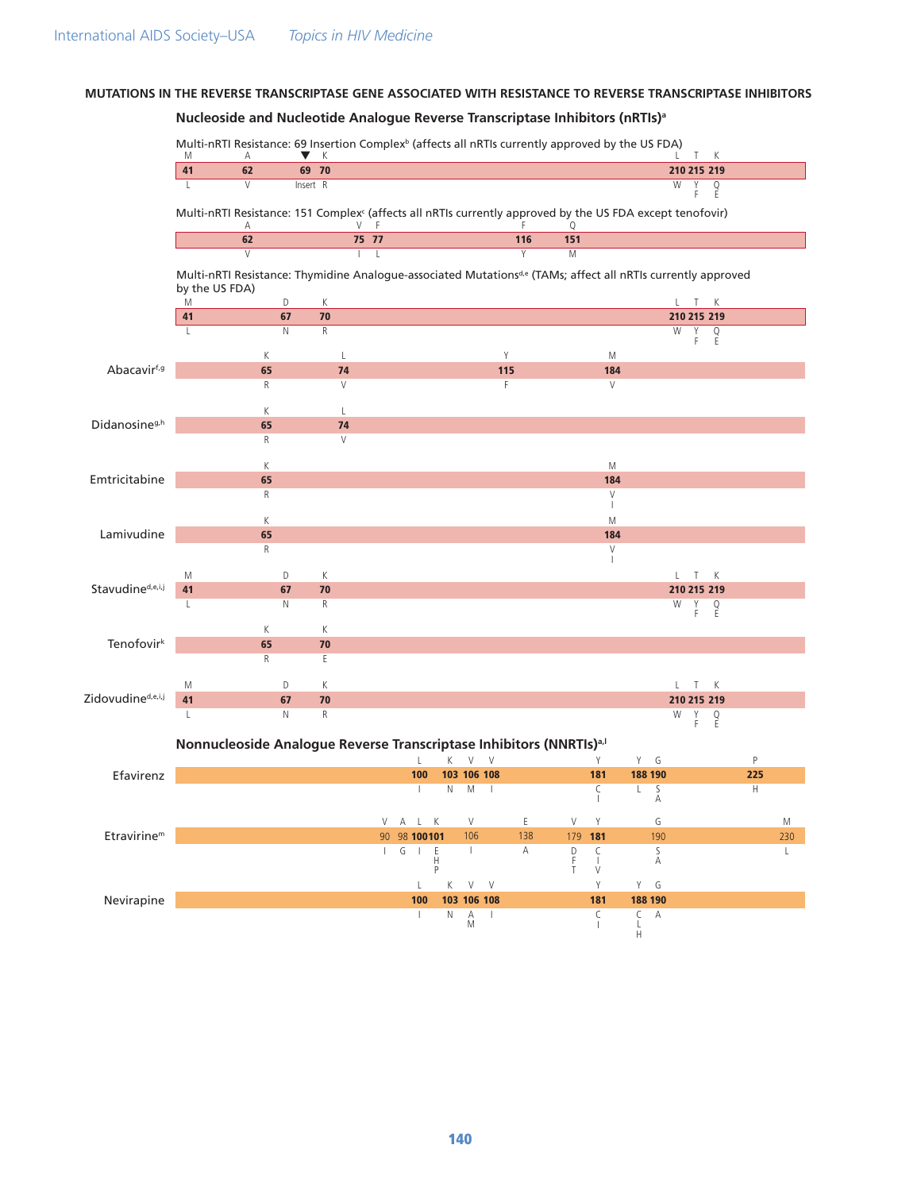## MUTATIONS IN THE REVERSE TRANSCRIPTASE GENE ASSOCIATED WITH RESISTANCE TO REVERSE TRANSCRIPTASE INHIBITORS

### Nucleoside and Nucleotide Analogue Reverse Transcriptase Inhibitors (nRTIs)[a]

Multi-nRTI Resistance: 69 Insertion Complex[b] (affects all nRTIs currently approved by the US FDA)

| Wild type | M | A | ▼ | K | L | T | K |
|---|---|---|---|---|---|---|---|
| Codon | 41 | 62 | 69 | 70 | 210 | 215 | 219 |
| Mutation | L | V | Insert | R | W | Y, F | Q, E |

Multi-nRTI Resistance: 151 Complex[c] (affects all nRTIs currently approved by the US FDA except tenofovir)

| Wild type | A | V | F | F | Q |
|---|---|---|---|---|---|
| Codon | 62 | 75 | 77 | 116 | 151 |
| Mutation | V | I | L | Y | M |

Multi-nRTI Resistance: Thymidine Analogue-associated Mutations[d,e] (TAMs; affect all nRTIs currently approved by the US FDA)

| Wild type | M | D | K | L | T | K |
|---|---|---|---|---|---|---|
| Codon | 41 | 67 | 70 | 210 | 215 | 219 |
| Mutation | L | N | R | W | Y, F | Q, E |

**Abacavir[f,g]**

| Wild type | K | L | Y | M |
|---|---|---|---|---|
| Codon | 65 | 74 | 115 | 184 |
| Mutation | R | V | F | V |

**Didanosine[g,h]**

| Wild type | K | L |
|---|---|---|
| Codon | 65 | 74 |
| Mutation | R | V |

**Emtricitabine**

| Wild type | K | M |
|---|---|---|
| Codon | 65 | 184 |
| Mutation | R | V, I |

**Lamivudine**

| Wild type | K | M |
|---|---|---|
| Codon | 65 | 184 |
| Mutation | R | V, I |

**Stavudine[d,e,i,j]**

| Wild type | M | D | K | L | T | K |
|---|---|---|---|---|---|---|
| Codon | 41 | 67 | 70 | 210 | 215 | 219 |
| Mutation | L | N | R | W | Y, F | Q, E |

**Tenofovir[k]**

| Wild type | K | K |
|---|---|---|
| Codon | 65 | 70 |
| Mutation | R | E |

**Zidovudine[d,e,i,j]**

| Wild type | M | D | K | L | T | K |
|---|---|---|---|---|---|---|
| Codon | 41 | 67 | 70 | 210 | 215 | 219 |
| Mutation | L | N | R | W | Y, F | Q, E |

### Nonnucleoside Analogue Reverse Transcriptase Inhibitors (NNRTIs)[a,l]

**Efavirenz**

| Wild type | L | K | V | V | Y | Y | G | P |
|---|---|---|---|---|---|---|---|---|
| Codon | 100 | 103 | 106 | 108 | 181 | 188 | 190 | 225 |
| Mutation | I | N | M | I | C, I | L | S, A | H |

**Etravirine[m]**

| Wild type | V | A | L | K | V | E | V | Y | G | M |
|---|---|---|---|---|---|---|---|---|---|---|
| Codon | 90 | 98 | 100 | 101 | 106 | 138 | 179 | 181 | 190 | 230 |
| Mutation | I | G | I | E, H, P | I | A | D, F, T | C, I, V | S, A | L |

**Nevirapine**

| Wild type | L | K | V | V | Y | Y | G |
|---|---|---|---|---|---|---|---|
| Codon | 100 | 103 | 106 | 108 | 181 | 188 | 190 |
| Mutation | I | N | A, M | I | C, I | C, L, H | A |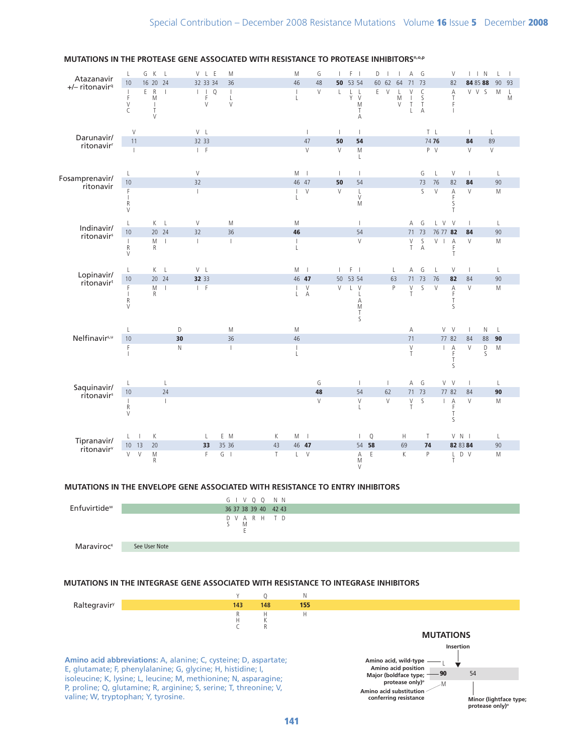## MUTATIONS IN THE PROTEASE GENE ASSOCIATED WITH RESISTANCE TO PROTEASE INHIBITORS[n,o,p]

**Atazanavir +/– ritonavir[q]**

| Wild-type | L | G | K | L | V | L | E | M | M | G | I | F | I | D | I | I | A | G | V | I | I | N | L | I |
|---|---|---|---|---|---|---|---|---|---|---|---|---|---|---|---|---|---|---|---|---|---|---|---|---|
| Position | 10 | 16 | 20 | 24 | 32 | 33 | 34 | 36 | 46 | 48 | **50** | 53 | 54 | 60 | 62 | 64 | 71 | 73 | 82 | **84** | 85 | **88** | 90 | 93 |
| Substitution | I F V C | E | R M I T V | I | I | I F V | Q | I L V | I L | V | L | L Y | L V M T A | E | V | L M V | V I T L | C S T A | A T F I | V | V | S | M | L M |

**Darunavir/ ritonavir[r]**

| Wild-type | V | V | L | I | I | I | T | L | I | L |
|---|---|---|---|---|---|---|---|---|---|---|
| Position | 11 | 32 | 33 | 47 | **50** | **54** | 74 | **76** | **84** | 89 |
| Substitution | I | I | F | V | V | M L | P | V | V | V |

**Fosamprenavir/ ritonavir**

| Wild-type | L | V | M | I | I | I | G | L | V | I | L |
|---|---|---|---|---|---|---|---|---|---|---|---|
| Position | 10 | 32 | 46 | 47 | **50** | 54 | 73 | 76 | 82 | **84** | 90 |
| Substitution | F I R V | I | I L | V | V | L V M | S | V | A F S T | V | M |

**Indinavir/ ritonavir[s]**

| Wild-type | L | K | L | V | M | M | I | A | G | L | V | V | I | L |
|---|---|---|---|---|---|---|---|---|---|---|---|---|---|---|
| Position | 10 | 20 | 24 | 32 | 36 | **46** | 54 | 71 | 73 | 76 | 77 | **82** | **84** | 90 |
| Substitution | I R V | M R | I | I | I | I L | V | V T | S A | V | I | A F T | V | M |

**Lopinavir/ ritonavir[t]**

| Wild-type | L | K | L | V | L | M | I | I | F | I | L | A | G | L | V | I | L |
|---|---|---|---|---|---|---|---|---|---|---|---|---|---|---|---|---|---|
| Position | 10 | 20 | 24 | **32** | 33 | 46 | **47** | 50 | 53 | 54 | 63 | 71 | 73 | 76 | **82** | 84 | 90 |
| Substitution | F I R V | M R | I | I | F | I L | V A | V | L | V L A M T S | P | V T | S | V | A F T S | V | M |

**Nelfinavir[s,u]**

| Wild-type | L | D | M | M | A | V | V | I | N | L |
|---|---|---|---|---|---|---|---|---|---|---|
| Position | 10 | **30** | 36 | 46 | 71 | 77 | 82 | 84 | 88 | **90** |
| Substitution | F I | N | I | I L | V T | I | A F T S | V | D S | M |

**Saquinavir/ ritonavir[s]**

| Wild-type | L | L | G | I | I | A | G | V | V | I | L |
|---|---|---|---|---|---|---|---|---|---|---|---|
| Position | 10 | 24 | **48** | 54 | 62 | 71 | 73 | 77 | 82 | 84 | **90** |
| Substitution | I R V | I | V | V L | V | V T | S | I | A F T S | V | M |

**Tipranavir/ ritonavir[v]**

| Wild-type | L | I | K | L | E | M | K | M | I | I | Q | H | T | V | N | I | L |
|---|---|---|---|---|---|---|---|---|---|---|---|---|---|---|---|---|---|
| Position | 10 | 13 | 20 | **33** | 35 | 36 | 43 | 46 | **47** | 54 | **58** | 69 | **74** | **82** | 83 | **84** | 90 |
| Substitution | V | V | M R | F | G | I | T | L | V | A M V | E | K | P | L T | D | V | M |

## MUTATIONS IN THE ENVELOPE GENE ASSOCIATED WITH RESISTANCE TO ENTRY INHIBITORS

**Enfuvirtide[w]**

| Wild-type | G | I | V | Q | Q | N | N |
|---|---|---|---|---|---|---|---|
| Position | 36 | 37 | 38 | 39 | 40 | 42 | 43 |
| Substitution | D S | V | A M E | R | H | T | D |

**Maraviroc[x]**: See User Note

## MUTATIONS IN THE INTEGRASE GENE ASSOCIATED WITH RESISTANCE TO INTEGRASE INHIBITORS

**Raltegravir[y]**

| Wild-type | Y | Q | N |
|---|---|---|---|
| Position | **143** | **148** | **155** |
| Substitution | R H C | H K R | H |

**Amino acid abbreviations:** A, alanine; C, cysteine; D, aspartate; E, glutamate; F, phenylalanine; G, glycine; H, histidine; I, isoleucine; K, lysine; L, leucine; M, methionine; N, asparagine; P, proline; Q, glutamine; R, arginine; S, serine; T, threonine; V, valine; W, tryptophan; Y, tyrosine.

**MUTATIONS**

- Insertion
- Amino acid, wild-type (e.g., L)
- Amino acid position (e.g., 90)
- Major (boldface type; protease only)[o] (e.g., **90**)
- Amino acid substitution conferring resistance (e.g., M)
- Minor (lightface type; protease only)[o] (e.g., 54)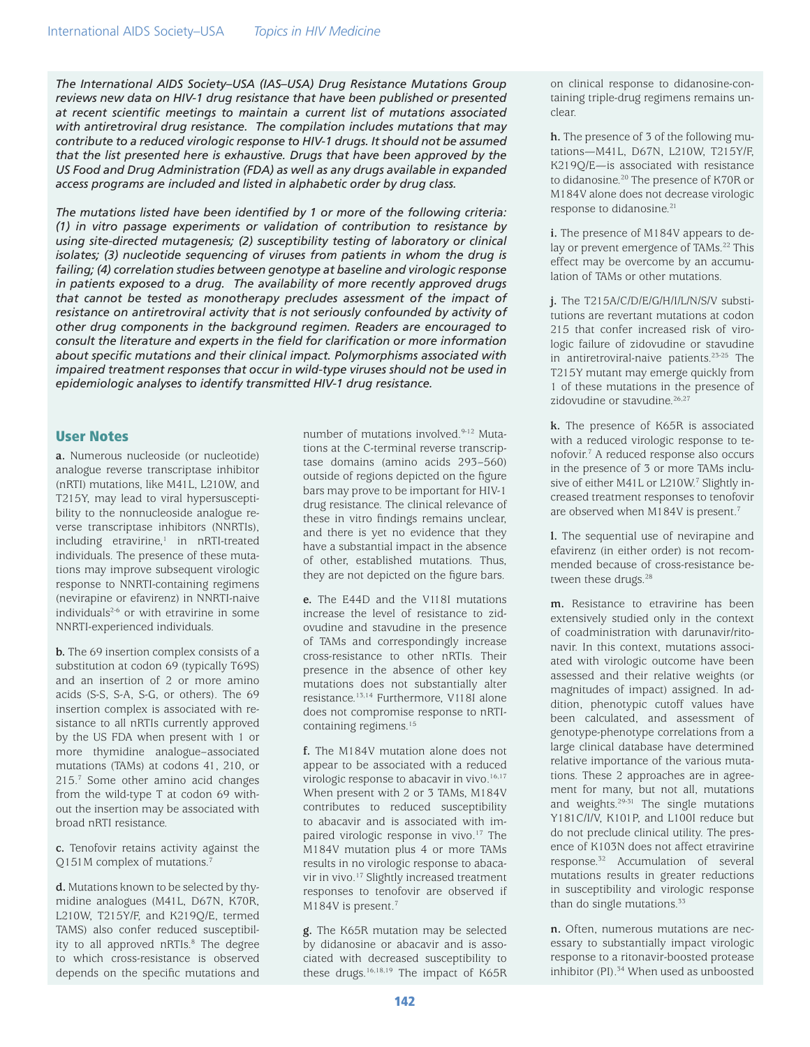*The International AIDS Society–USA (IAS–USA) Drug Resistance Mutations Group reviews new data on HIV-1 drug resistance that have been published or presented at recent scientific meetings to maintain a current list of mutations associated with antiretroviral drug resistance. The compilation includes mutations that may contribute to a reduced virologic response to HIV-1 drugs. It should not be assumed that the list presented here is exhaustive. Drugs that have been approved by the US Food and Drug Administration (FDA) as well as any drugs available in expanded access programs are included and listed in alphabetic order by drug class.*

*The mutations listed have been identified by 1 or more of the following criteria: (1) in vitro passage experiments or validation of contribution to resistance by using site-directed mutagenesis; (2) susceptibility testing of laboratory or clinical isolates; (3) nucleotide sequencing of viruses from patients in whom the drug is failing; (4) correlation studies between genotype at baseline and virologic response in patients exposed to a drug. The availability of more recently approved drugs that cannot be tested as monotherapy precludes assessment of the impact of resistance on antiretroviral activity that is not seriously confounded by activity of other drug components in the background regimen. Readers are encouraged to consult the literature and experts in the field for clarification or more information about specific mutations and their clinical impact. Polymorphisms associated with impaired treatment responses that occur in wild-type viruses should not be used in epidemiologic analyses to identify transmitted HIV-1 drug resistance.*

## User Notes

**a.** Numerous nucleoside (or nucleotide) analogue reverse transcriptase inhibitor (nRTI) mutations, like M41L, L210W, and T215Y, may lead to viral hypersusceptibility to the nonnucleoside analogue reverse transcriptase inhibitors (NNRTIs), including etravirine,[1] in nRTI-treated individuals. The presence of these mutations may improve subsequent virologic response to NNRTI-containing regimens (nevirapine or efavirenz) in NNRTI-naive individuals[2-6] or with etravirine in some NNRTI-experienced individuals.

**b.** The 69 insertion complex consists of a substitution at codon 69 (typically T69S) and an insertion of 2 or more amino acids (S-S, S-A, S-G, or others). The 69 insertion complex is associated with resistance to all nRTIs currently approved by the US FDA when present with 1 or more thymidine analogue–associated mutations (TAMs) at codons 41, 210, or 215.[7] Some other amino acid changes from the wild-type T at codon 69 without the insertion may be associated with broad nRTI resistance.

**c.** Tenofovir retains activity against the Q151M complex of mutations.[7]

**d.** Mutations known to be selected by thymidine analogues (M41L, D67N, K70R, L210W, T215Y/F, and K219Q/E, termed TAMS) also confer reduced susceptibility to all approved nRTIs.[8] The degree to which cross-resistance is observed depends on the specific mutations and number of mutations involved.[9-12] Mutations at the C-terminal reverse transcriptase domains (amino acids 293–560) outside of regions depicted on the figure bars may prove to be important for HIV-1 drug resistance. The clinical relevance of these in vitro findings remains unclear, and there is yet no evidence that they have a substantial impact in the absence of other, established mutations. Thus, they are not depicted on the figure bars.

**e.** The E44D and the V118I mutations increase the level of resistance to zidovudine and stavudine in the presence of TAMs and correspondingly increase cross-resistance to other nRTIs. Their presence in the absence of other key mutations does not substantially alter resistance.[13,14] Furthermore, V118I alone does not compromise response to nRTI-containing regimens.[15]

**f.** The M184V mutation alone does not appear to be associated with a reduced virologic response to abacavir in vivo.[16,17] When present with 2 or 3 TAMs, M184V contributes to reduced susceptibility to abacavir and is associated with impaired virologic response in vivo.[17] The M184V mutation plus 4 or more TAMs results in no virologic response to abacavir in vivo.[17] Slightly increased treatment responses to tenofovir are observed if M184V is present.[7]

**g.** The K65R mutation may be selected by didanosine or abacavir and is associated with decreased susceptibility to these drugs.[16,18,19] The impact of K65R on clinical response to didanosine-containing triple-drug regimens remains unclear.

**h.** The presence of 3 of the following mutations—M41L, D67N, L210W, T215Y/F, K219Q/E—is associated with resistance to didanosine.[20] The presence of K70R or M184V alone does not decrease virologic response to didanosine.[21]

**i.** The presence of M184V appears to delay or prevent emergence of TAMs.[22] This effect may be overcome by an accumulation of TAMs or other mutations.

**j.** The T215A/C/D/E/G/H/I/L/N/S/V substitutions are revertant mutations at codon 215 that confer increased risk of virologic failure of zidovudine or stavudine in antiretroviral-naive patients.[23-25] The T215Y mutant may emerge quickly from 1 of these mutations in the presence of zidovudine or stavudine.[26,27]

**k.** The presence of K65R is associated with a reduced virologic response to tenofovir.[7] A reduced response also occurs in the presence of 3 or more TAMs inclusive of either M41L or L210W.[7] Slightly increased treatment responses to tenofovir are observed when M184V is present.[7]

**l.** The sequential use of nevirapine and efavirenz (in either order) is not recommended because of cross-resistance between these drugs.[28]

**m.** Resistance to etravirine has been extensively studied only in the context of coadministration with darunavir/ritonavir. In this context, mutations associated with virologic outcome have been assessed and their relative weights (or magnitudes of impact) assigned. In addition, phenotypic cutoff values have been calculated, and assessment of genotype-phenotype correlations from a large clinical database have determined relative importance of the various mutations. These 2 approaches are in agreement for many, but not all, mutations and weights.[29-31] The single mutations Y181C/I/V, K101P, and L100I reduce but do not preclude clinical utility. The presence of K103N does not affect etravirine response.[32] Accumulation of several mutations results in greater reductions in susceptibility and virologic response than do single mutations.[33]

**n.** Often, numerous mutations are necessary to substantially impact virologic response to a ritonavir-boosted protease inhibitor (PI).[34] When used as unboosted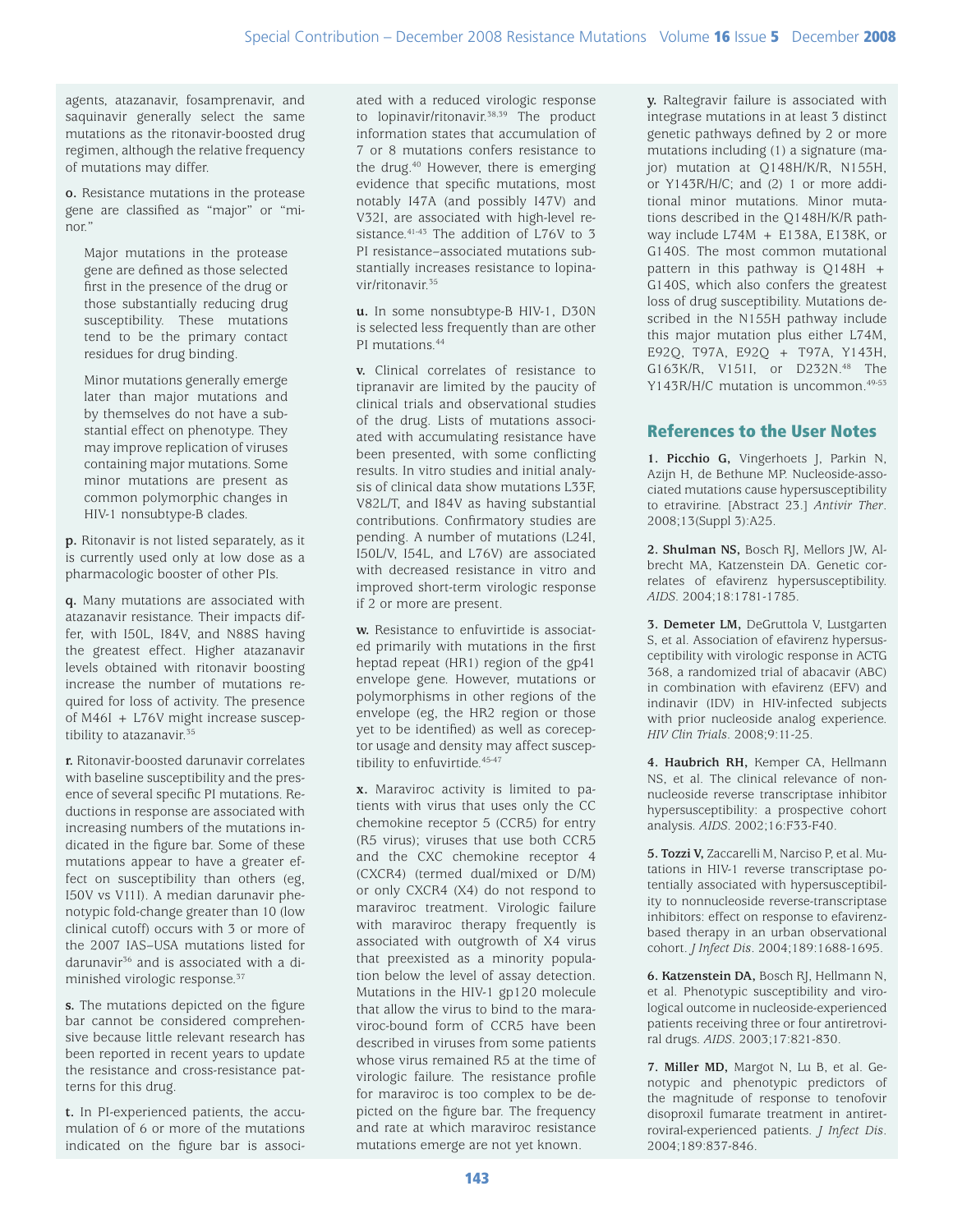agents, atazanavir, fosamprenavir, and saquinavir generally select the same mutations as the ritonavir-boosted drug regimen, although the relative frequency of mutations may differ.

**o.** Resistance mutations in the protease gene are classified as "major" or "minor."

> Major mutations in the protease gene are defined as those selected first in the presence of the drug or those substantially reducing drug susceptibility. These mutations tend to be the primary contact residues for drug binding.
>
> Minor mutations generally emerge later than major mutations and by themselves do not have a substantial effect on phenotype. They may improve replication of viruses containing major mutations. Some minor mutations are present as common polymorphic changes in HIV-1 nonsubtype-B clades.

**p.** Ritonavir is not listed separately, as it is currently used only at low dose as a pharmacologic booster of other PIs.

**q.** Many mutations are associated with atazanavir resistance. Their impacts differ, with I50L, I84V, and N88S having the greatest effect. Higher atazanavir levels obtained with ritonavir boosting increase the number of mutations required for loss of activity. The presence of M46I + L76V might increase susceptibility to atazanavir.[35]

**r.** Ritonavir-boosted darunavir correlates with baseline susceptibility and the presence of several specific PI mutations. Reductions in response are associated with increasing numbers of the mutations indicated in the figure bar. Some of these mutations appear to have a greater effect on susceptibility than others (eg, I50V vs V11I). A median darunavir phenotypic fold-change greater than 10 (low clinical cutoff) occurs with 3 or more of the 2007 IAS–USA mutations listed for darunavir[36] and is associated with a diminished virologic response.[37]

**s.** The mutations depicted on the figure bar cannot be considered comprehensive because little relevant research has been reported in recent years to update the resistance and cross-resistance patterns for this drug.

**t.** In PI-experienced patients, the accumulation of 6 or more of the mutations indicated on the figure bar is associated with a reduced virologic response to lopinavir/ritonavir.[38,39] The product information states that accumulation of 7 or 8 mutations confers resistance to the drug.[40] However, there is emerging evidence that specific mutations, most notably I47A (and possibly I47V) and V32I, are associated with high-level resistance.[41-43] The addition of L76V to 3 PI resistance–associated mutations substantially increases resistance to lopinavir/ritonavir.[35]

**u.** In some nonsubtype-B HIV-1, D30N is selected less frequently than are other PI mutations.[44]

**v.** Clinical correlates of resistance to tipranavir are limited by the paucity of clinical trials and observational studies of the drug. Lists of mutations associated with accumulating resistance have been presented, with some conflicting results. In vitro studies and initial analysis of clinical data show mutations L33F, V82L/T, and I84V as having substantial contributions. Confirmatory studies are pending. A number of mutations (L24I, I50L/V, I54L, and L76V) are associated with decreased resistance in vitro and improved short-term virologic response if 2 or more are present.

**w.** Resistance to enfuvirtide is associated primarily with mutations in the first heptad repeat (HR1) region of the gp41 envelope gene. However, mutations or polymorphisms in other regions of the envelope (eg, the HR2 region or those yet to be identified) as well as coreceptor usage and density may affect susceptibility to enfuvirtide.[45-47]

**x.** Maraviroc activity is limited to patients with virus that uses only the CC chemokine receptor 5 (CCR5) for entry (R5 virus); viruses that use both CCR5 and the CXC chemokine receptor 4 (CXCR4) (termed dual/mixed or D/M) or only CXCR4 (X4) do not respond to maraviroc treatment. Virologic failure with maraviroc therapy frequently is associated with outgrowth of X4 virus that preexisted as a minority population below the level of assay detection. Mutations in the HIV-1 gp120 molecule that allow the virus to bind to the maraviroc-bound form of CCR5 have been described in viruses from some patients whose virus remained R5 at the time of virologic failure. The resistance profile for maraviroc is too complex to be depicted on the figure bar. The frequency and rate at which maraviroc resistance mutations emerge are not yet known.

**y.** Raltegravir failure is associated with integrase mutations in at least 3 distinct genetic pathways defined by 2 or more mutations including (1) a signature (major) mutation at Q148H/K/R, N155H, or Y143R/H/C; and (2) 1 or more additional minor mutations. Minor mutations described in the Q148H/K/R pathway include L74M + E138A, E138K, or G140S. The most common mutational pattern in this pathway is Q148H + G140S, which also confers the greatest loss of drug susceptibility. Mutations described in the N155H pathway include this major mutation plus either L74M, E92Q, T97A, E92Q + T97A, Y143H, G163K/R, V151I, or D232N.[48] The Y143R/H/C mutation is uncommon.[49-53]

## References to the User Notes

**1. Picchio G,** Vingerhoets J, Parkin N, Azijn H, de Bethune MP. Nucleoside-associated mutations cause hypersusceptibility to etravirine. [Abstract 23.] *Antivir Ther*. 2008;13(Suppl 3):A25.

**2. Shulman NS,** Bosch RJ, Mellors JW, Albrecht MA, Katzenstein DA. Genetic correlates of efavirenz hypersusceptibility. *AIDS*. 2004;18:1781-1785.

**3. Demeter LM,** DeGruttola V, Lustgarten S, et al. Association of efavirenz hypersusceptibility with virologic response in ACTG 368, a randomized trial of abacavir (ABC) in combination with efavirenz (EFV) and indinavir (IDV) in HIV-infected subjects with prior nucleoside analog experience. *HIV Clin Trials*. 2008;9:11-25.

**4. Haubrich RH,** Kemper CA, Hellmann NS, et al. The clinical relevance of non-nucleoside reverse transcriptase inhibitor hypersusceptibility: a prospective cohort analysis. *AIDS*. 2002;16:F33-F40.

**5. Tozzi V,** Zaccarelli M, Narciso P, et al. Mutations in HIV-1 reverse transcriptase potentially associated with hypersusceptibility to nonnucleoside reverse-transcriptase inhibitors: effect on response to efavirenz-based therapy in an urban observational cohort. *J Infect Dis*. 2004;189:1688-1695.

**6. Katzenstein DA,** Bosch RJ, Hellmann N, et al. Phenotypic susceptibility and virological outcome in nucleoside-experienced patients receiving three or four antiretroviral drugs. *AIDS*. 2003;17:821-830.

**7. Miller MD,** Margot N, Lu B, et al. Genotypic and phenotypic predictors of the magnitude of response to tenofovir disoproxil fumarate treatment in antiretroviral-experienced patients. *J Infect Dis*. 2004;189:837-846.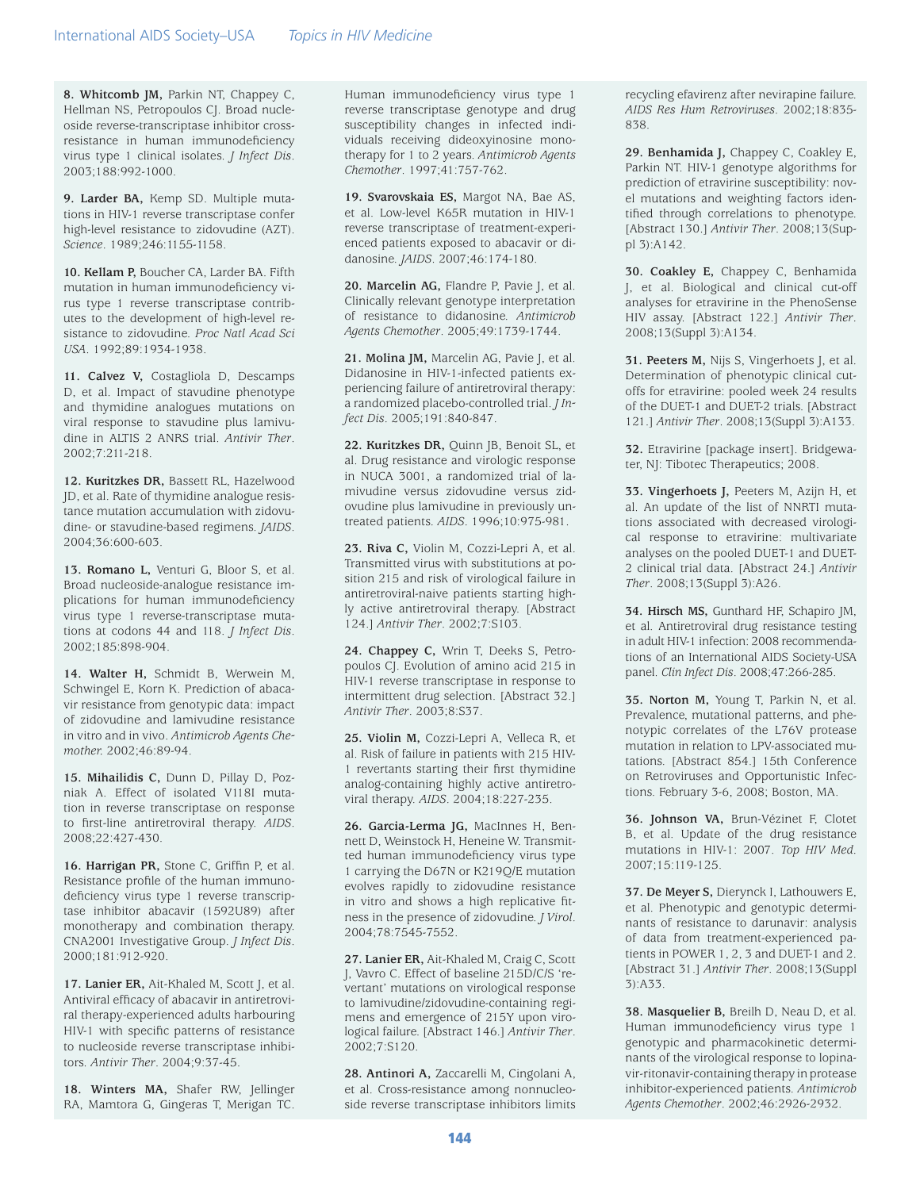**8. Whitcomb JM,** Parkin NT, Chappey C, Hellman NS, Petropoulos CJ. Broad nucleoside reverse-transcriptase inhibitor cross-resistance in human immunodeficiency virus type 1 clinical isolates. *J Infect Dis*. 2003;188:992-1000.

**9. Larder BA,** Kemp SD. Multiple mutations in HIV-1 reverse transcriptase confer high-level resistance to zidovudine (AZT). *Science*. 1989;246:1155-1158.

**10. Kellam P,** Boucher CA, Larder BA. Fifth mutation in human immunodeficiency virus type 1 reverse transcriptase contributes to the development of high-level resistance to zidovudine. *Proc Natl Acad Sci USA*. 1992;89:1934-1938.

**11. Calvez V,** Costagliola D, Descamps D, et al. Impact of stavudine phenotype and thymidine analogues mutations on viral response to stavudine plus lamivudine in ALTIS 2 ANRS trial. *Antivir Ther*. 2002;7:211-218.

**12. Kuritzkes DR,** Bassett RL, Hazelwood JD, et al. Rate of thymidine analogue resistance mutation accumulation with zidovudine- or stavudine-based regimens. *JAIDS*. 2004;36:600-603.

**13. Romano L,** Venturi G, Bloor S, et al. Broad nucleoside-analogue resistance implications for human immunodeficiency virus type 1 reverse-transcriptase mutations at codons 44 and 118. *J Infect Dis*. 2002;185:898-904.

**14. Walter H,** Schmidt B, Werwein M, Schwingel E, Korn K. Prediction of abacavir resistance from genotypic data: impact of zidovudine and lamivudine resistance in vitro and in vivo. *Antimicrob Agents Chemother.* 2002;46:89-94.

**15. Mihailidis C,** Dunn D, Pillay D, Pozniak A. Effect of isolated V118I mutation in reverse transcriptase on response to first-line antiretroviral therapy. *AIDS*. 2008;22:427-430.

**16. Harrigan PR,** Stone C, Griffin P, et al. Resistance profile of the human immunodeficiency virus type 1 reverse transcriptase inhibitor abacavir (1592U89) after monotherapy and combination therapy. CNA2001 Investigative Group. *J Infect Dis*. 2000;181:912-920.

**17. Lanier ER,** Ait-Khaled M, Scott J, et al. Antiviral efficacy of abacavir in antiretroviral therapy-experienced adults harbouring HIV-1 with specific patterns of resistance to nucleoside reverse transcriptase inhibitors. *Antivir Ther*. 2004;9:37-45.

**18. Winters MA,** Shafer RW, Jellinger RA, Mamtora G, Gingeras T, Merigan TC. Human immunodeficiency virus type 1 reverse transcriptase genotype and drug susceptibility changes in infected individuals receiving dideoxyinosine monotherapy for 1 to 2 years. *Antimicrob Agents Chemother*. 1997;41:757-762.

**19. Svarovskaia ES,** Margot NA, Bae AS, et al. Low-level K65R mutation in HIV-1 reverse transcriptase of treatment-experienced patients exposed to abacavir or didanosine. *JAIDS*. 2007;46:174-180.

**20. Marcelin AG,** Flandre P, Pavie J, et al. Clinically relevant genotype interpretation of resistance to didanosine. *Antimicrob Agents Chemother*. 2005;49:1739-1744.

**21. Molina JM,** Marcelin AG, Pavie J, et al. Didanosine in HIV-1-infected patients experiencing failure of antiretroviral therapy: a randomized placebo-controlled trial. *J Infect Dis*. 2005;191:840-847.

**22. Kuritzkes DR,** Quinn JB, Benoit SL, et al. Drug resistance and virologic response in NUCA 3001, a randomized trial of lamivudine versus zidovudine versus zidovudine plus lamivudine in previously untreated patients. *AIDS*. 1996;10:975-981.

**23. Riva C,** Violin M, Cozzi-Lepri A, et al. Transmitted virus with substitutions at position 215 and risk of virological failure in antiretroviral-naive patients starting highly active antiretroviral therapy. [Abstract 124.] *Antivir Ther*. 2002;7:S103.

**24. Chappey C,** Wrin T, Deeks S, Petropoulos CJ. Evolution of amino acid 215 in HIV-1 reverse transcriptase in response to intermittent drug selection. [Abstract 32.] *Antivir Ther*. 2003;8:S37.

**25. Violin M,** Cozzi-Lepri A, Velleca R, et al. Risk of failure in patients with 215 HIV-1 revertants starting their first thymidine analog-containing highly active antiretroviral therapy. *AIDS*. 2004;18:227-235.

**26. Garcia-Lerma JG,** MacInnes H, Bennett D, Weinstock H, Heneine W. Transmitted human immunodeficiency virus type 1 carrying the D67N or K219Q/E mutation evolves rapidly to zidovudine resistance in vitro and shows a high replicative fitness in the presence of zidovudine. *J Virol*. 2004;78:7545-7552.

**27. Lanier ER,** Ait-Khaled M, Craig C, Scott J, Vavro C. Effect of baseline 215D/C/S 'revertant' mutations on virological response to lamivudine/zidovudine-containing regimens and emergence of 215Y upon virological failure. [Abstract 146.] *Antivir Ther*. 2002;7:S120.

**28. Antinori A,** Zaccarelli M, Cingolani A, et al. Cross-resistance among nonnucleoside reverse transcriptase inhibitors limits recycling efavirenz after nevirapine failure. *AIDS Res Hum Retroviruses*. 2002;18:835-838.

**29. Benhamida J,** Chappey C, Coakley E, Parkin NT. HIV-1 genotype algorithms for prediction of etravirine susceptibility: novel mutations and weighting factors identified through correlations to phenotype. [Abstract 130.] *Antivir Ther*. 2008;13(Suppl 3):A142.

**30. Coakley E,** Chappey C, Benhamida J, et al. Biological and clinical cut-off analyses for etravirine in the PhenoSense HIV assay. [Abstract 122.] *Antivir Ther*. 2008;13(Suppl 3):A134.

**31. Peeters M,** Nijs S, Vingerhoets J, et al. Determination of phenotypic clinical cut-offs for etravirine: pooled week 24 results of the DUET-1 and DUET-2 trials. [Abstract 121.] *Antivir Ther*. 2008;13(Suppl 3):A133.

**32.** Etravirine [package insert]. Bridgewater, NJ: Tibotec Therapeutics; 2008.

**33. Vingerhoets J,** Peeters M, Azijn H, et al. An update of the list of NNRTI mutations associated with decreased virological response to etravirine: multivariate analyses on the pooled DUET-1 and DUET-2 clinical trial data. [Abstract 24.] *Antivir Ther*. 2008;13(Suppl 3):A26.

**34. Hirsch MS,** Gunthard HF, Schapiro JM, et al. Antiretroviral drug resistance testing in adult HIV-1 infection: 2008 recommendations of an International AIDS Society-USA panel. *Clin Infect Dis*. 2008;47:266-285.

**35. Norton M,** Young T, Parkin N, et al. Prevalence, mutational patterns, and phenotypic correlates of the L76V protease mutation in relation to LPV-associated mutations. [Abstract 854.] 15th Conference on Retroviruses and Opportunistic Infections. February 3-6, 2008; Boston, MA.

**36. Johnson VA,** Brun-Vézinet F, Clotet B, et al. Update of the drug resistance mutations in HIV-1: 2007. *Top HIV Med*. 2007;15:119-125.

**37. De Meyer S,** Dierynck I, Lathouwers E, et al. Phenotypic and genotypic determinants of resistance to darunavir: analysis of data from treatment-experienced patients in POWER 1, 2, 3 and DUET-1 and 2. [Abstract 31.] *Antivir Ther*. 2008;13(Suppl 3):A33.

**38. Masquelier B,** Breilh D, Neau D, et al. Human immunodeficiency virus type 1 genotypic and pharmacokinetic determinants of the virological response to lopinavir-ritonavir-containing therapy in protease inhibitor-experienced patients. *Antimicrob Agents Chemother*. 2002;46:2926-2932.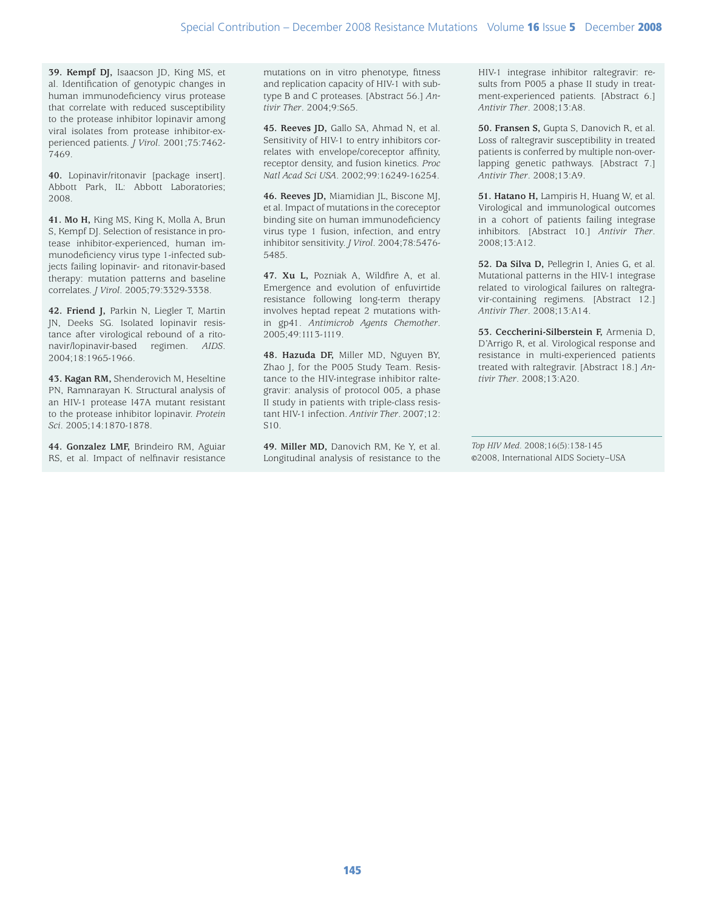**39. Kempf DJ,** Isaacson JD, King MS, et al. Identification of genotypic changes in human immunodeficiency virus protease that correlate with reduced susceptibility to the protease inhibitor lopinavir among viral isolates from protease inhibitor-experienced patients. *J Virol*. 2001;75:7462-7469.

**40.** Lopinavir/ritonavir [package insert]. Abbott Park, IL: Abbott Laboratories; 2008.

**41. Mo H,** King MS, King K, Molla A, Brun S, Kempf DJ. Selection of resistance in protease inhibitor-experienced, human immunodeficiency virus type 1-infected subjects failing lopinavir- and ritonavir-based therapy: mutation patterns and baseline correlates. *J Virol*. 2005;79:3329-3338.

**42. Friend J,** Parkin N, Liegler T, Martin JN, Deeks SG. Isolated lopinavir resistance after virological rebound of a ritonavir/lopinavir-based regimen. *AIDS*. 2004;18:1965-1966.

**43. Kagan RM,** Shenderovich M, Heseltine PN, Ramnarayan K. Structural analysis of an HIV-1 protease I47A mutant resistant to the protease inhibitor lopinavir. *Protein Sci*. 2005;14:1870-1878.

**44. Gonzalez LMF,** Brindeiro RM, Aguiar RS, et al. Impact of nelfinavir resistance mutations on in vitro phenotype, fitness and replication capacity of HIV-1 with subtype B and C proteases. [Abstract 56.] *Antivir Ther*. 2004;9:S65.

**45. Reeves JD,** Gallo SA, Ahmad N, et al. Sensitivity of HIV-1 to entry inhibitors correlates with envelope/coreceptor affinity, receptor density, and fusion kinetics. *Proc Natl Acad Sci USA*. 2002;99:16249-16254.

**46. Reeves JD,** Miamidian JL, Biscone MJ, et al. Impact of mutations in the coreceptor binding site on human immunodeficiency virus type 1 fusion, infection, and entry inhibitor sensitivity. *J Virol*. 2004;78:5476-5485.

**47. Xu L,** Pozniak A, Wildfire A, et al. Emergence and evolution of enfuvirtide resistance following long-term therapy involves heptad repeat 2 mutations within gp41. *Antimicrob Agents Chemother*. 2005;49:1113-1119.

**48. Hazuda DF,** Miller MD, Nguyen BY, Zhao J, for the P005 Study Team. Resistance to the HIV-integrase inhibitor raltegravir: analysis of protocol 005, a phase II study in patients with triple-class resistant HIV-1 infection. *Antivir Ther*. 2007;12:S10.

**49. Miller MD,** Danovich RM, Ke Y, et al. Longitudinal analysis of resistance to the HIV-1 integrase inhibitor raltegravir: results from P005 a phase II study in treatment-experienced patients. [Abstract 6.] *Antivir Ther*. 2008;13:A8.

**50. Fransen S,** Gupta S, Danovich R, et al. Loss of raltegravir susceptibility in treated patients is conferred by multiple non-overlapping genetic pathways. [Abstract 7.] *Antivir Ther*. 2008;13:A9.

**51. Hatano H,** Lampiris H, Huang W, et al. Virological and immunological outcomes in a cohort of patients failing integrase inhibitors. [Abstract 10.] *Antivir Ther*. 2008;13:A12.

**52. Da Silva D,** Pellegrin I, Anies G, et al. Mutational patterns in the HIV-1 integrase related to virological failures on raltegravir-containing regimens. [Abstract 12.] *Antivir Ther*. 2008;13:A14.

**53. Ceccherini-Silberstein F,** Armenia D, D'Arrigo R, et al. Virological response and resistance in multi-experienced patients treated with raltegravir. [Abstract 18.] *Antivir Ther*. 2008;13:A20.

*Top HIV Med*. 2008;16(5):138-145
©2008, International AIDS Society–USA